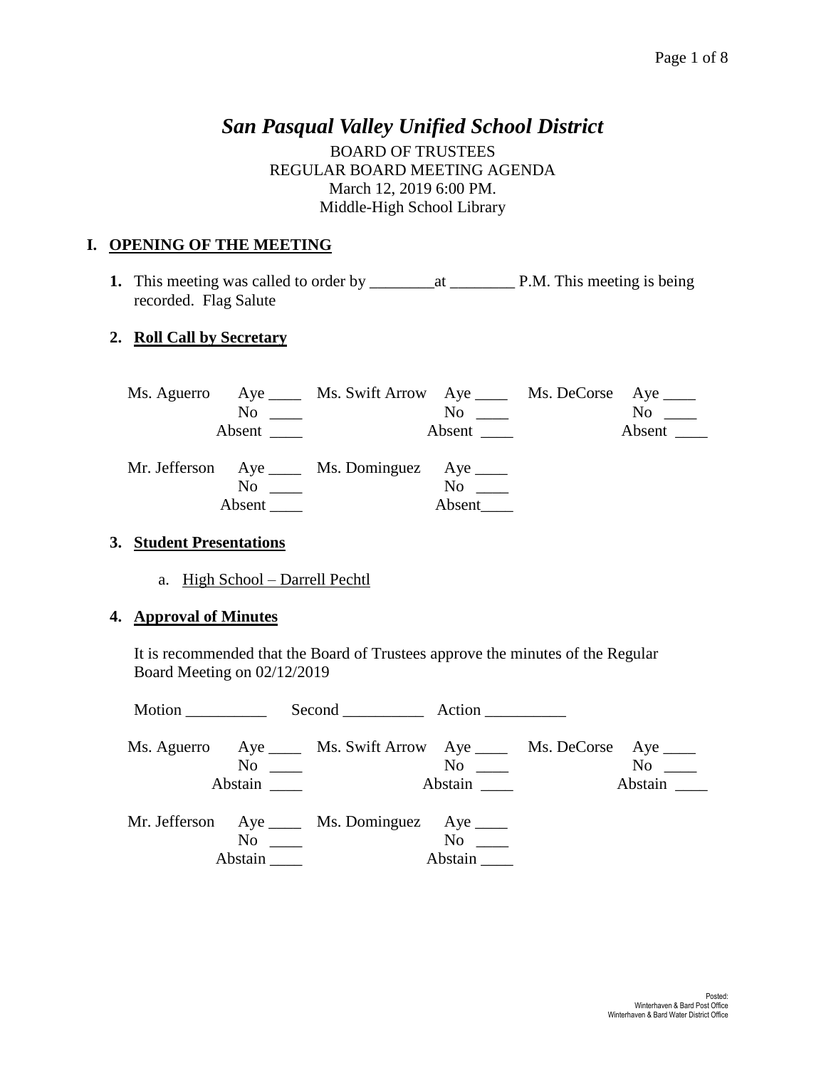# *San Pasqual Valley Unified School District*

BOARD OF TRUSTEES
REGULAR BOARD MEETING AGENDA
March 12, 2019 6:00 PM.
Middle-High School Library

## I. OPENING OF THE MEETING

**1.** This meeting was called to order by ________at ________ P.M. This meeting is being recorded. Flag Salute

**2. Roll Call by Secretary**

| | | | | | |
|---|---|---|---|---|---|
| Ms. Aguerro | Aye ____ | Ms. Swift Arrow | Aye ____ | Ms. DeCorse | Aye ____ |
| | No ____ | | No ____ | | No ____ |
| | Absent ____ | | Absent ____ | | Absent ____ |
| Mr. Jefferson | Aye ____ | Ms. Dominguez | Aye ____ | | |
| | No ____ | | No ____ | | |
| | Absent ____ | | Absent____ | | |

**3. Student Presentations**

a. High School – Darrell Pechtl

**4. Approval of Minutes**

It is recommended that the Board of Trustees approve the minutes of the Regular Board Meeting on 02/12/2019

Motion __________ Second __________ Action __________

| | | | | | |
|---|---|---|---|---|---|
| Ms. Aguerro | Aye ____ | Ms. Swift Arrow | Aye ____ | Ms. DeCorse | Aye ____ |
| | No ____ | | No ____ | | No ____ |
| | Abstain ____ | | Abstain ____ | | Abstain ____ |
| Mr. Jefferson | Aye ____ | Ms. Dominguez | Aye ____ | | |
| | No ____ | | No ____ | | |
| | Abstain ____ | | Abstain ____ | | |

Posted:
Winterhaven & Bard Post Office
Winterhaven & Bard Water District Office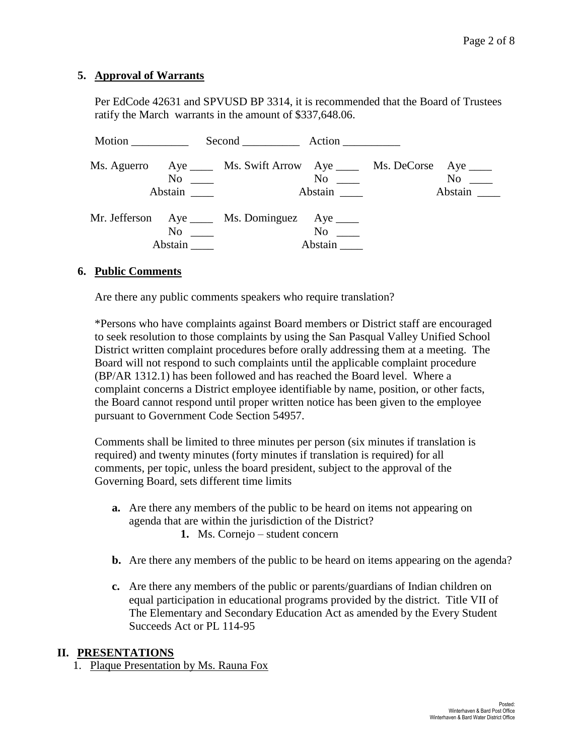**5. Approval of Warrants**

Per EdCode 42631 and SPVUSD BP 3314, it is recommended that the Board of Trustees ratify the March warrants in the amount of $337,648.06.

Motion __________ Second __________ Action __________

| | | | | | |
|---|---|---|---|---|---|
| Ms. Aguerro | Aye ____ | Ms. Swift Arrow | Aye ____ | Ms. DeCorse | Aye ____ |
| | No ____ | | No ____ | | No ____ |
| | Abstain ____ | | Abstain ____ | | Abstain ____ |
| Mr. Jefferson | Aye ____ | Ms. Dominguez | Aye ____ | | |
| | No ____ | | No ____ | | |
| | Abstain ____ | | Abstain ____ | | |

**6. Public Comments**

Are there any public comments speakers who require translation?

*Persons who have complaints against Board members or District staff are encouraged to seek resolution to those complaints by using the San Pasqual Valley Unified School District written complaint procedures before orally addressing them at a meeting. The Board will not respond to such complaints until the applicable complaint procedure (BP/AR 1312.1) has been followed and has reached the Board level. Where a complaint concerns a District employee identifiable by name, position, or other facts, the Board cannot respond until proper written notice has been given to the employee pursuant to Government Code Section 54957.

Comments shall be limited to three minutes per person (six minutes if translation is required) and twenty minutes (forty minutes if translation is required) for all comments, per topic, unless the board president, subject to the approval of the Governing Board, sets different time limits

- **a.** Are there any members of the public to be heard on items not appearing on agenda that are within the jurisdiction of the District?
  - **1.** Ms. Cornejo – student concern
- **b.** Are there any members of the public to be heard on items appearing on the agenda?
- **c.** Are there any members of the public or parents/guardians of Indian children on equal participation in educational programs provided by the district. Title VII of The Elementary and Secondary Education Act as amended by the Every Student Succeeds Act or PL 114-95

## II. PRESENTATIONS

1. Plaque Presentation by Ms. Rauna Fox

Posted:
Winterhaven & Bard Post Office
Winterhaven & Bard Water District Office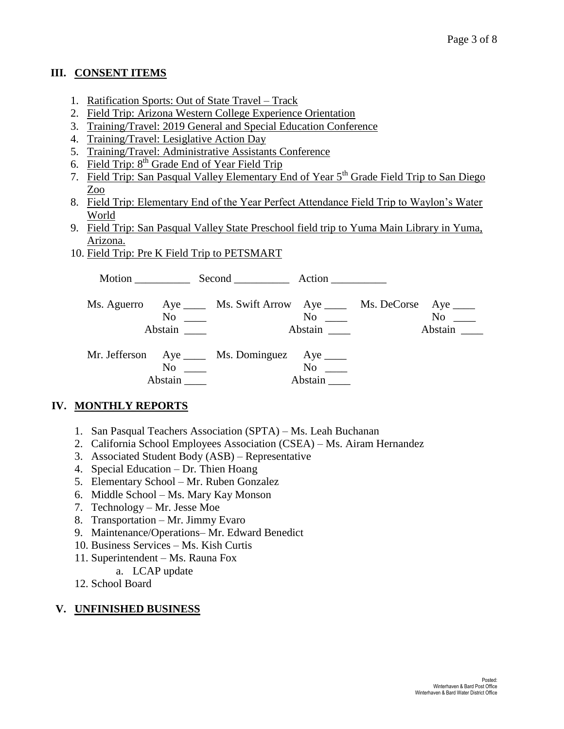## III. CONSENT ITEMS

1. Ratification Sports: Out of State Travel – Track
2. Field Trip: Arizona Western College Experience Orientation
3. Training/Travel: 2019 General and Special Education Conference
4. Training/Travel: Lesiglative Action Day
5. Training/Travel: Administrative Assistants Conference
6. Field Trip: 8th Grade End of Year Field Trip
7. Field Trip: San Pasqual Valley Elementary End of Year 5th Grade Field Trip to San Diego Zoo
8. Field Trip: Elementary End of the Year Perfect Attendance Field Trip to Waylon's Water World
9. Field Trip: San Pasqual Valley State Preschool field trip to Yuma Main Library in Yuma, Arizona.
10. Field Trip: Pre K Field Trip to PETSMART

Motion __________ Second __________ Action __________

| | | | | | |
|---|---|---|---|---|---|
| Ms. Aguerro | Aye ____ | Ms. Swift Arrow | Aye ____ | Ms. DeCorse | Aye ____ |
| | No ____ | | No ____ | | No ____ |
| | Abstain ____ | | Abstain ____ | | Abstain ____ |
| Mr. Jefferson | Aye ____ | Ms. Dominguez | Aye ____ | | |
| | No ____ | | No ____ | | |
| | Abstain ____ | | Abstain ____ | | |

## IV. MONTHLY REPORTS

1. San Pasqual Teachers Association (SPTA) – Ms. Leah Buchanan
2. California School Employees Association (CSEA) – Ms. Airam Hernandez
3. Associated Student Body (ASB) – Representative
4. Special Education – Dr. Thien Hoang
5. Elementary School – Mr. Ruben Gonzalez
6. Middle School – Ms. Mary Kay Monson
7. Technology – Mr. Jesse Moe
8. Transportation – Mr. Jimmy Evaro
9. Maintenance/Operations– Mr. Edward Benedict
10. Business Services – Ms. Kish Curtis
11. Superintendent – Ms. Rauna Fox
    a. LCAP update
12. School Board

## V. UNFINISHED BUSINESS

Posted:
Winterhaven & Bard Post Office
Winterhaven & Bard Water District Office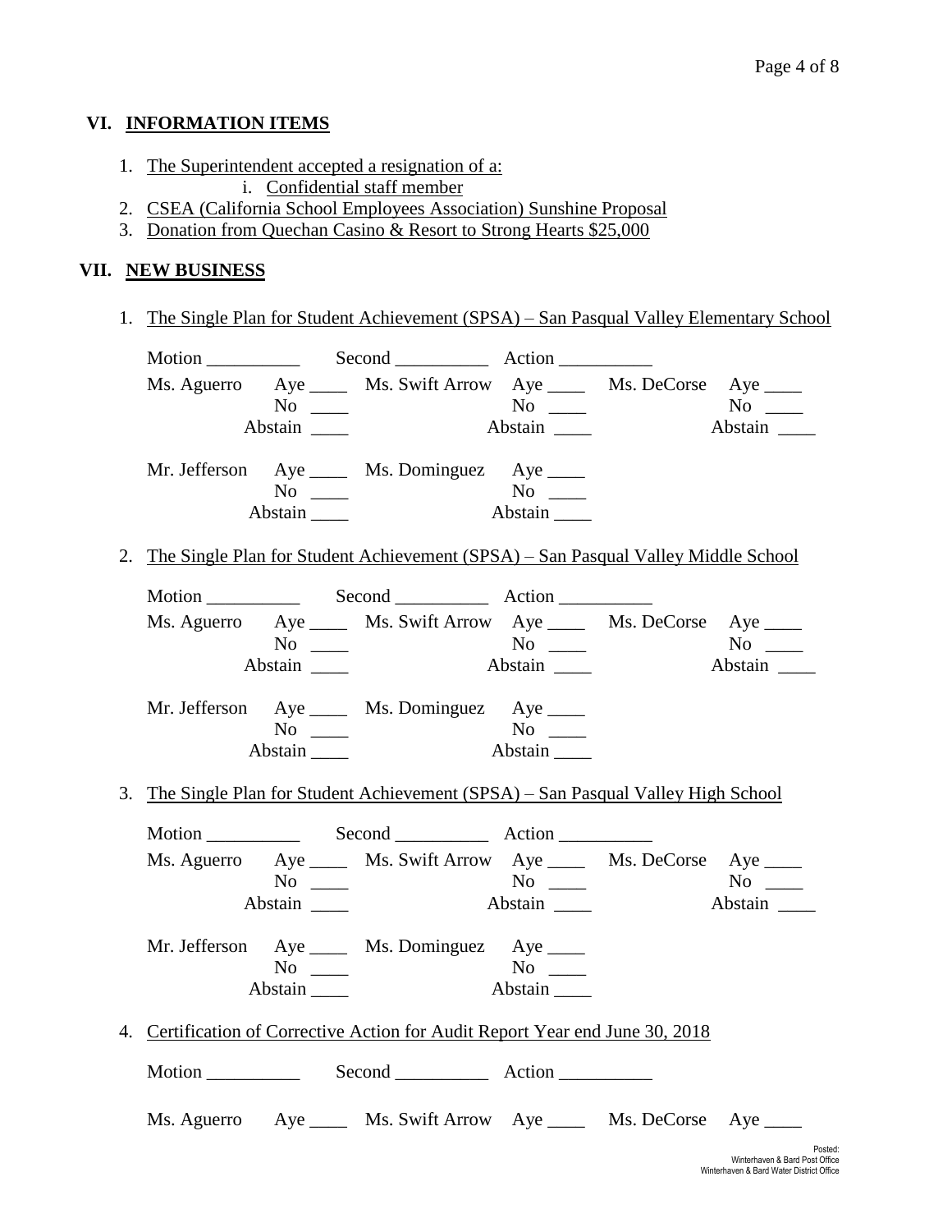## VI. INFORMATION ITEMS

1. The Superintendent accepted a resignation of a:
   i. Confidential staff member
2. CSEA (California School Employees Association) Sunshine Proposal
3. Donation from Quechan Casino & Resort to Strong Hearts $25,000

## VII. NEW BUSINESS

1. The Single Plan for Student Achievement (SPSA) – San Pasqual Valley Elementary School

   Motion __________ Second __________ Action __________

   Ms. Aguerro Aye ____ No ____ Abstain ____
   Ms. Swift Arrow Aye ____ No ____ Abstain ____
   Ms. DeCorse Aye ____ No ____ Abstain ____

   Mr. Jefferson Aye ____ No ____ Abstain ____
   Ms. Dominguez Aye ____ No ____ Abstain ____

2. The Single Plan for Student Achievement (SPSA) – San Pasqual Valley Middle School

   Motion __________ Second __________ Action __________

   Ms. Aguerro Aye ____ No ____ Abstain ____
   Ms. Swift Arrow Aye ____ No ____ Abstain ____
   Ms. DeCorse Aye ____ No ____ Abstain ____

   Mr. Jefferson Aye ____ No ____ Abstain ____
   Ms. Dominguez Aye ____ No ____ Abstain ____

3. The Single Plan for Student Achievement (SPSA) – San Pasqual Valley High School

   Motion __________ Second __________ Action __________

   Ms. Aguerro Aye ____ No ____ Abstain ____
   Ms. Swift Arrow Aye ____ No ____ Abstain ____
   Ms. DeCorse Aye ____ No ____ Abstain ____

   Mr. Jefferson Aye ____ No ____ Abstain ____
   Ms. Dominguez Aye ____ No ____ Abstain ____

4. Certification of Corrective Action for Audit Report Year end June 30, 2018

   Motion __________ Second __________ Action __________

   Ms. Aguerro Aye ____ Ms. Swift Arrow Aye ____ Ms. DeCorse Aye ____

Posted:
Winterhaven & Bard Post Office
Winterhaven & Bard Water District Office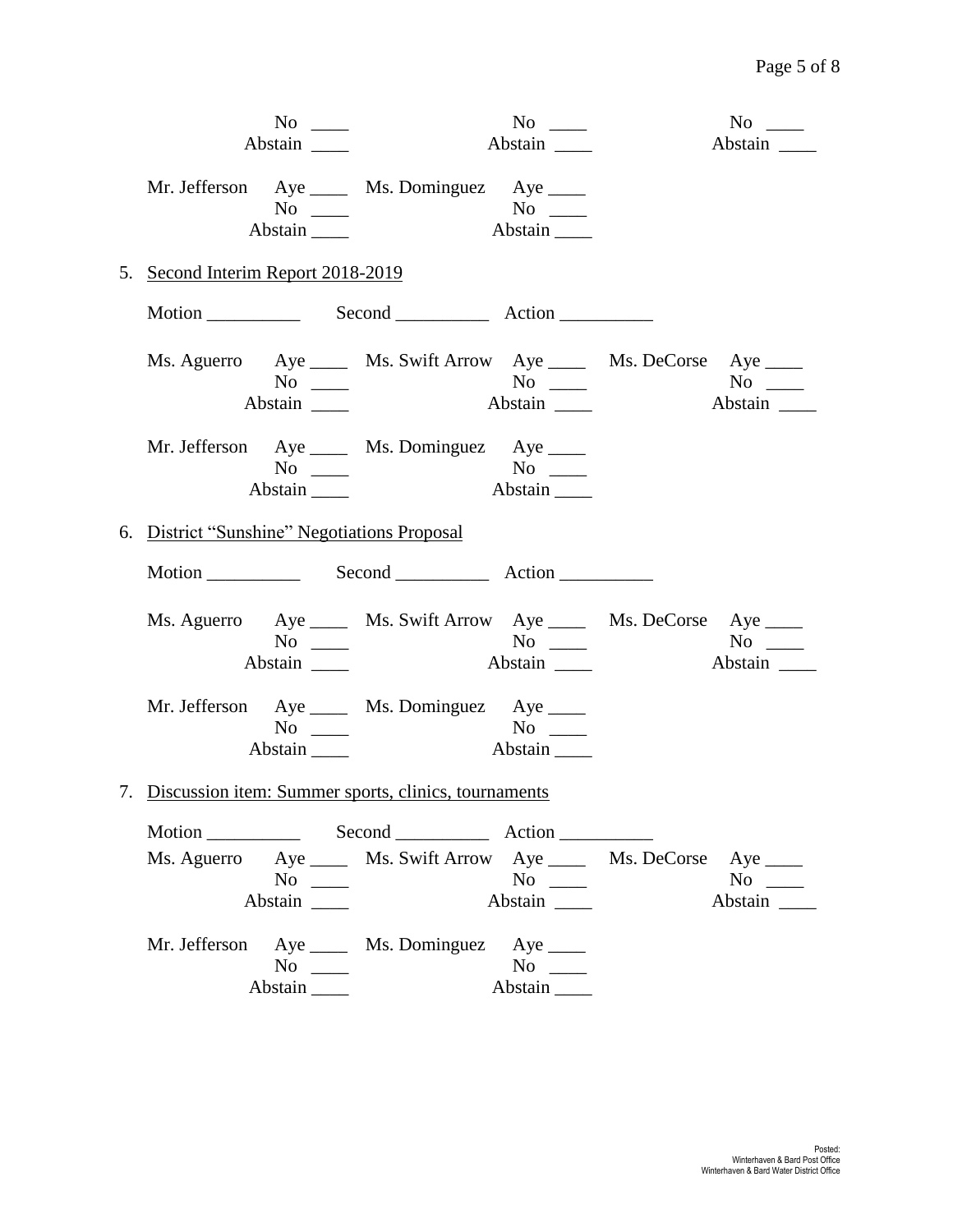No ____ Abstain ____ | No ____ Abstain ____ | No ____ Abstain ____

Mr. Jefferson Aye ____ No ____ Abstain ____ | Ms. Dominguez Aye ____ No ____ Abstain ____

5. Second Interim Report 2018-2019

Motion __________ Second __________ Action __________

| | | | | | |
|---|---|---|---|---|---|
| Ms. Aguerro | Aye ____ | Ms. Swift Arrow | Aye ____ | Ms. DeCorse | Aye ____ |
| | No ____ | | No ____ | | No ____ |
| | Abstain ____ | | Abstain ____ | | Abstain ____ |
| Mr. Jefferson | Aye ____ | Ms. Dominguez | Aye ____ | | |
| | No ____ | | No ____ | | |
| | Abstain ____ | | Abstain ____ | | |

6. District "Sunshine" Negotiations Proposal

Motion __________ Second __________ Action __________

| | | | | | |
|---|---|---|---|---|---|
| Ms. Aguerro | Aye ____ | Ms. Swift Arrow | Aye ____ | Ms. DeCorse | Aye ____ |
| | No ____ | | No ____ | | No ____ |
| | Abstain ____ | | Abstain ____ | | Abstain ____ |
| Mr. Jefferson | Aye ____ | Ms. Dominguez | Aye ____ | | |
| | No ____ | | No ____ | | |
| | Abstain ____ | | Abstain ____ | | |

7. Discussion item: Summer sports, clinics, tournaments

Motion __________ Second __________ Action __________

| | | | | | |
|---|---|---|---|---|---|
| Ms. Aguerro | Aye ____ | Ms. Swift Arrow | Aye ____ | Ms. DeCorse | Aye ____ |
| | No ____ | | No ____ | | No ____ |
| | Abstain ____ | | Abstain ____ | | Abstain ____ |
| Mr. Jefferson | Aye ____ | Ms. Dominguez | Aye ____ | | |
| | No ____ | | No ____ | | |
| | Abstain ____ | | Abstain ____ | | |

Posted:
Winterhaven & Bard Post Office
Winterhaven & Bard Water District Office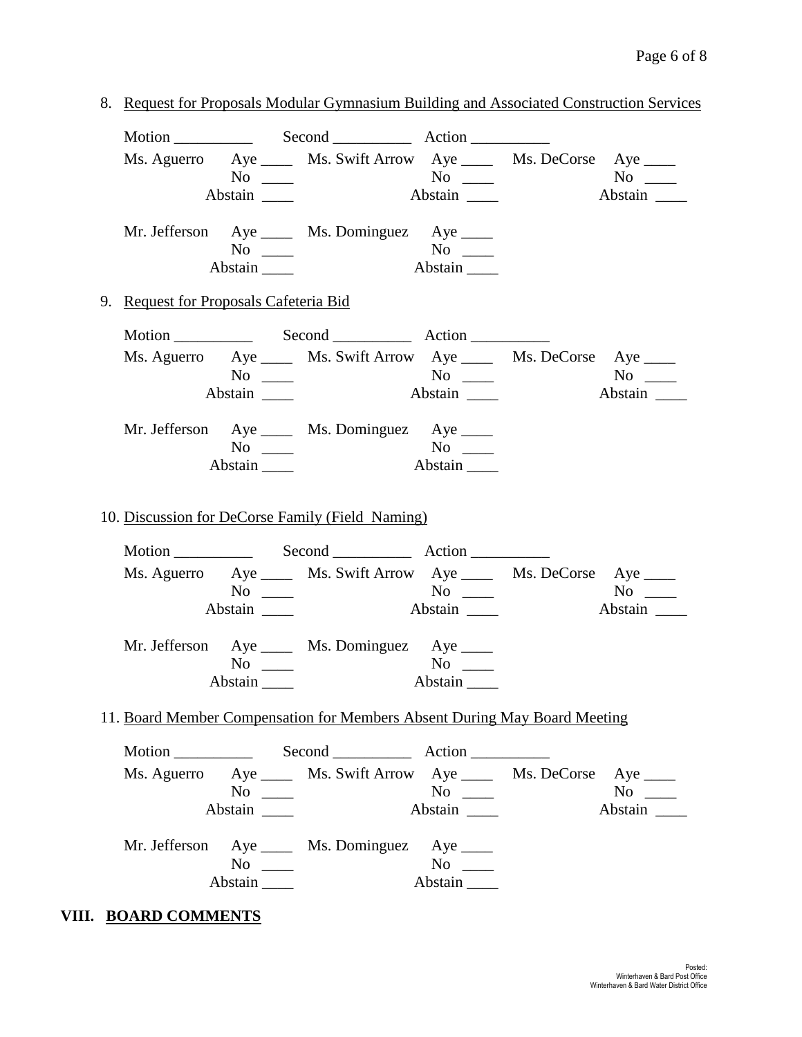8. Request for Proposals Modular Gymnasium Building and Associated Construction Services

Motion __________ Second __________ Action __________

Ms. Aguerro Aye ____ Ms. Swift Arrow Aye ____ Ms. DeCorse Aye ____
No ____ No ____ No ____
Abstain ____ Abstain ____ Abstain ____

Mr. Jefferson Aye ____ Ms. Dominguez Aye ____
No ____ No ____
Abstain ____ Abstain ____

9. Request for Proposals Cafeteria Bid

Motion __________ Second __________ Action __________

Ms. Aguerro Aye ____ Ms. Swift Arrow Aye ____ Ms. DeCorse Aye ____
No ____ No ____ No ____
Abstain ____ Abstain ____ Abstain ____

Mr. Jefferson Aye ____ Ms. Dominguez Aye ____
No ____ No ____
Abstain ____ Abstain ____

10. Discussion for DeCorse Family (Field Naming)

Motion __________ Second __________ Action __________

Ms. Aguerro Aye ____ Ms. Swift Arrow Aye ____ Ms. DeCorse Aye ____
No ____ No ____ No ____
Abstain ____ Abstain ____ Abstain ____

Mr. Jefferson Aye ____ Ms. Dominguez Aye ____
No ____ No ____
Abstain ____ Abstain ____

11. Board Member Compensation for Members Absent During May Board Meeting

Motion __________ Second __________ Action __________

Ms. Aguerro Aye ____ Ms. Swift Arrow Aye ____ Ms. DeCorse Aye ____
No ____ No ____ No ____
Abstain ____ Abstain ____ Abstain ____

Mr. Jefferson Aye ____ Ms. Dominguez Aye ____
No ____ No ____
Abstain ____ Abstain ____

## VIII. BOARD COMMENTS

Posted:
Winterhaven & Bard Post Office
Winterhaven & Bard Water District Office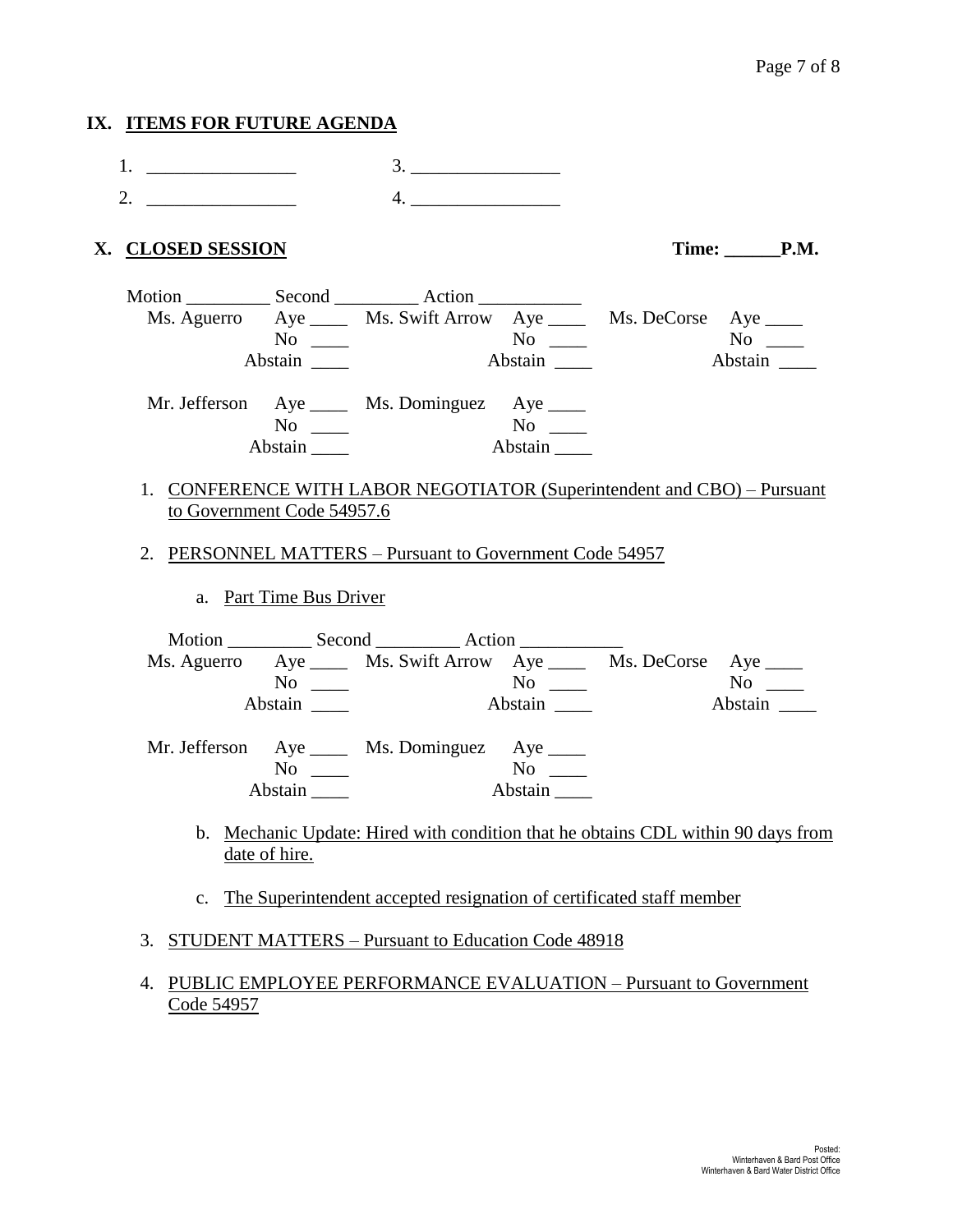## IX. ITEMS FOR FUTURE AGENDA

1. ________________ 3. ________________
2. ________________ 4. ________________

## X. CLOSED SESSION **Time: ______P.M.**

Motion _________ Second _________ Action ___________

| | | | | | |
|---|---|---|---|---|---|
| Ms. Aguerro | Aye ____ | Ms. Swift Arrow | Aye ____ | Ms. DeCorse | Aye ____ |
| | No ____ | | No ____ | | No ____ |
| | Abstain ____ | | Abstain ____ | | Abstain ____ |
| Mr. Jefferson | Aye ____ | Ms. Dominguez | Aye ____ | | |
| | No ____ | | No ____ | | |
| | Abstain ____ | | Abstain ____ | | |

1. CONFERENCE WITH LABOR NEGOTIATOR (Superintendent and CBO) – Pursuant to Government Code 54957.6

2. PERSONNEL MATTERS – Pursuant to Government Code 54957

   a. Part Time Bus Driver

   Motion _________ Second _________ Action ___________

   | | | | | | |
   |---|---|---|---|---|---|
   | Ms. Aguerro | Aye ____ | Ms. Swift Arrow | Aye ____ | Ms. DeCorse | Aye ____ |
   | | No ____ | | No ____ | | No ____ |
   | | Abstain ____ | | Abstain ____ | | Abstain ____ |
   | Mr. Jefferson | Aye ____ | Ms. Dominguez | Aye ____ | | |
   | | No ____ | | No ____ | | |
   | | Abstain ____ | | Abstain ____ | | |

   b. Mechanic Update: Hired with condition that he obtains CDL within 90 days from date of hire.

   c. The Superintendent accepted resignation of certificated staff member

3. STUDENT MATTERS – Pursuant to Education Code 48918

4. PUBLIC EMPLOYEE PERFORMANCE EVALUATION – Pursuant to Government Code 54957

Posted:
Winterhaven & Bard Post Office
Winterhaven & Bard Water District Office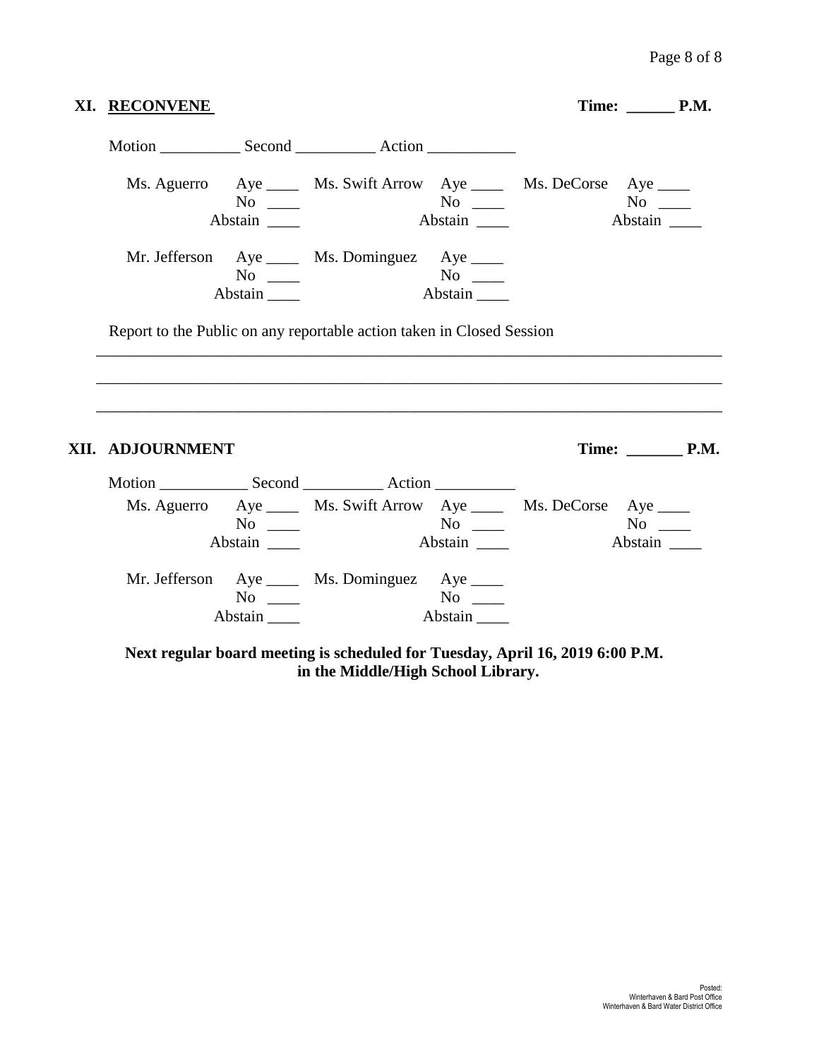## XI. RECONVENE

**Time: ______ P.M.**

Motion __________ Second __________ Action ___________

| | | | | | |
|---|---|---|---|---|---|
| Ms. Aguerro | Aye ____ | Ms. Swift Arrow | Aye ____ | Ms. DeCorse | Aye ____ |
| | No ____ | | No ____ | | No ____ |
| | Abstain ____ | | Abstain ____ | | Abstain ____ |
| Mr. Jefferson | Aye ____ | Ms. Dominguez | Aye ____ | | |
| | No ____ | | No ____ | | |
| | Abstain ____ | | Abstain ____ | | |

Report to the Public on any reportable action taken in Closed Session

________________________________________________________________________________

________________________________________________________________________________

________________________________________________________________________________

## XII. ADJOURNMENT

**Time: _______ P.M.**

Motion ___________ Second __________ Action __________

| | | | | | |
|---|---|---|---|---|---|
| Ms. Aguerro | Aye ____ | Ms. Swift Arrow | Aye ____ | Ms. DeCorse | Aye ____ |
| | No ____ | | No ____ | | No ____ |
| | Abstain ____ | | Abstain ____ | | Abstain ____ |
| Mr. Jefferson | Aye ____ | Ms. Dominguez | Aye ____ | | |
| | No ____ | | No ____ | | |
| | Abstain ____ | | Abstain ____ | | |

**Next regular board meeting is scheduled for Tuesday, April 16, 2019 6:00 P.M. in the Middle/High School Library.**

Posted:
Winterhaven & Bard Post Office
Winterhaven & Bard Water District Office